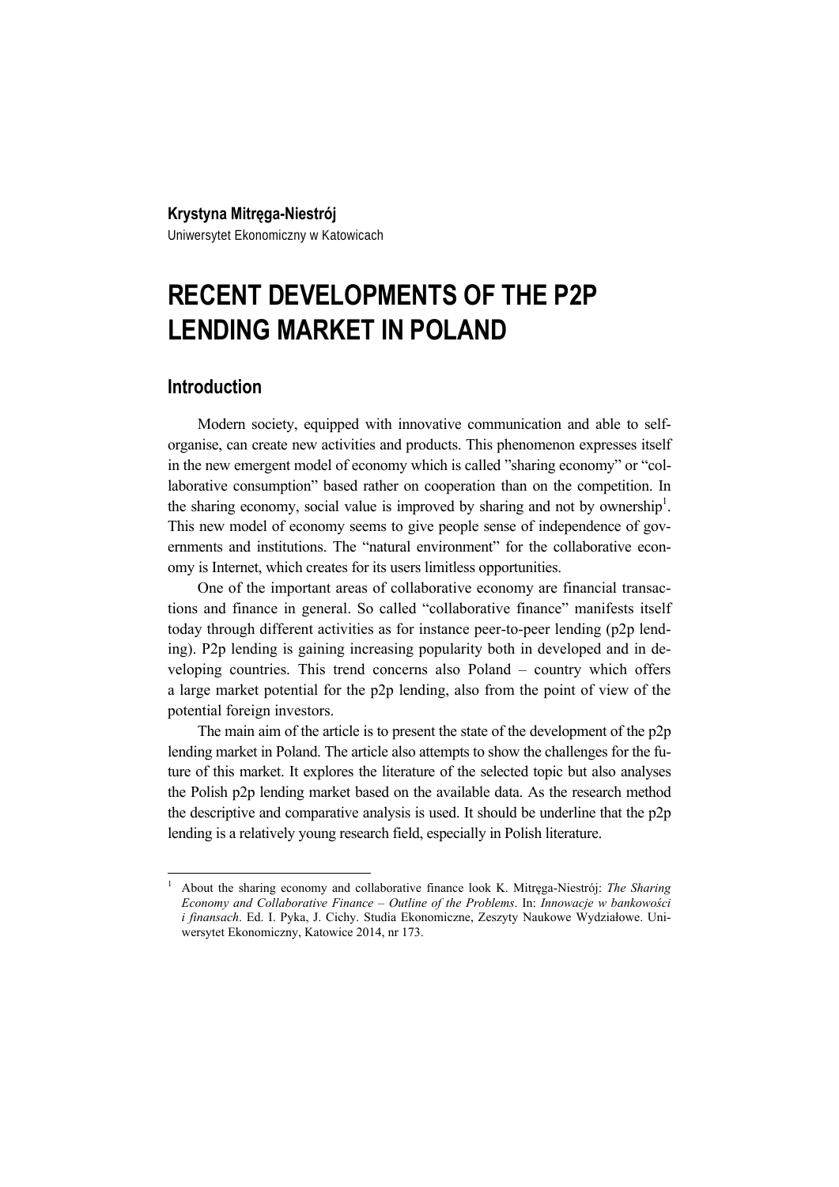**Krystyna Mitręga-Niestrój**

Uniwersytet Ekonomiczny w Katowicach

# RECENT DEVELOPMENTS OF THE P2P LENDING MARKET IN POLAND

## Introduction

Modern society, equipped with innovative communication and able to self-organise, can create new activities and products. This phenomenon expresses itself in the new emergent model of economy which is called "sharing economy" or "collaborative consumption" based rather on cooperation than on the competition. In the sharing economy, social value is improved by sharing and not by ownership[1]. This new model of economy seems to give people sense of independence of governments and institutions. The "natural environment" for the collaborative economy is Internet, which creates for its users limitless opportunities.

One of the important areas of collaborative economy are financial transactions and finance in general. So called "collaborative finance" manifests itself today through different activities as for instance peer-to-peer lending (p2p lending). P2p lending is gaining increasing popularity both in developed and in developing countries. This trend concerns also Poland – country which offers a large market potential for the p2p lending, also from the point of view of the potential foreign investors.

The main aim of the article is to present the state of the development of the p2p lending market in Poland. The article also attempts to show the challenges for the future of this market. It explores the literature of the selected topic but also analyses the Polish p2p lending market based on the available data. As the research method the descriptive and comparative analysis is used. It should be underline that the p2p lending is a relatively young research field, especially in Polish literature.

---

[1] About the sharing economy and collaborative finance look K. Mitręga-Niestrój: *The Sharing Economy and Collaborative Finance – Outline of the Problems*. In: *Innowacje w bankowości i finansach*. Ed. I. Pyka, J. Cichy. Studia Ekonomiczne, Zeszyty Naukowe Wydziałowe. Uniwersytet Ekonomiczny, Katowice 2014, nr 173.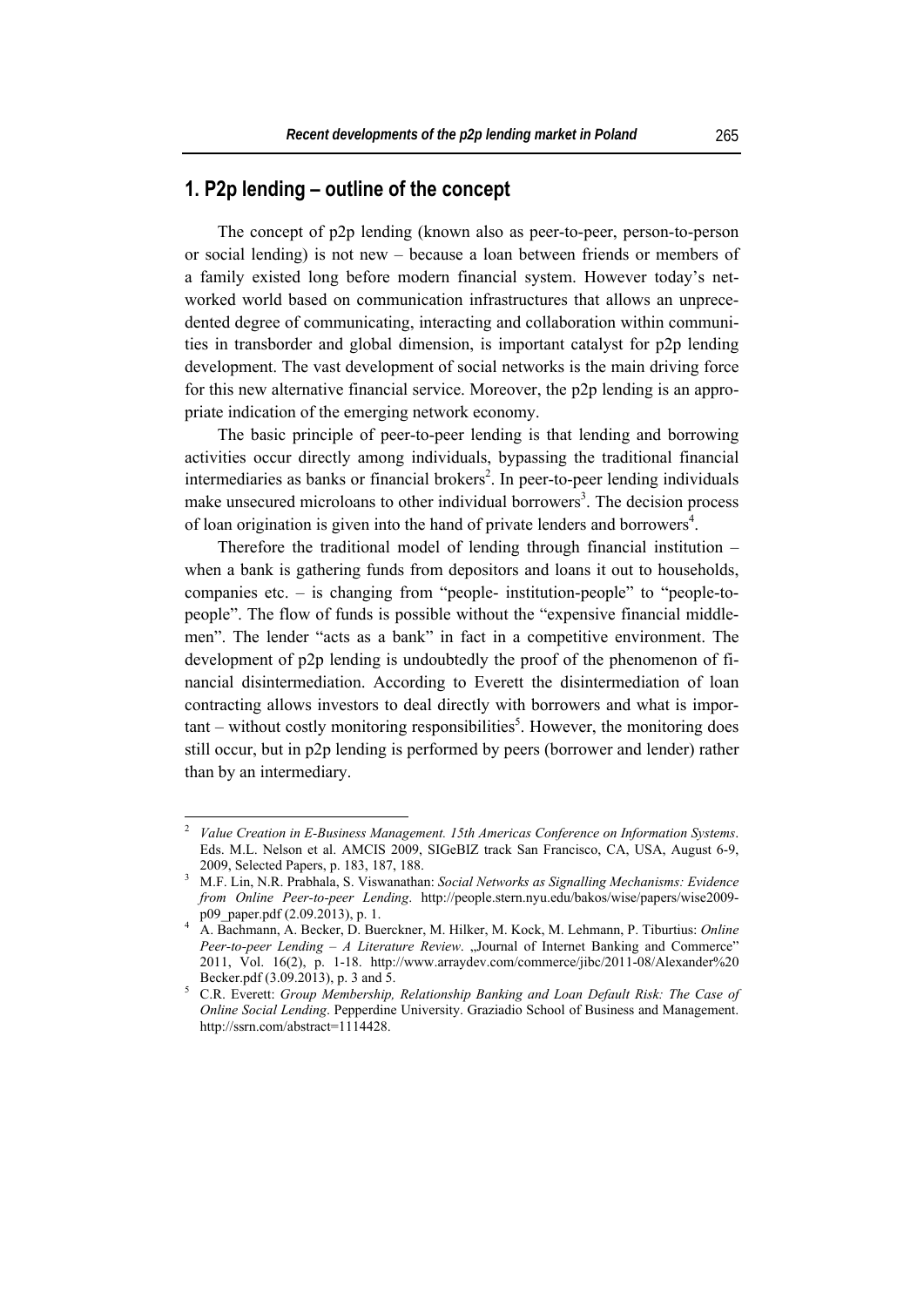## 1. P2p lending – outline of the concept

The concept of p2p lending (known also as peer-to-peer, person-to-person or social lending) is not new – because a loan between friends or members of a family existed long before modern financial system. However today's networked world based on communication infrastructures that allows an unprecedented degree of communicating, interacting and collaboration within communities in transborder and global dimension, is important catalyst for p2p lending development. The vast development of social networks is the main driving force for this new alternative financial service. Moreover, the p2p lending is an appropriate indication of the emerging network economy.

The basic principle of peer-to-peer lending is that lending and borrowing activities occur directly among individuals, bypassing the traditional financial intermediaries as banks or financial brokers[2]. In peer-to-peer lending individuals make unsecured microloans to other individual borrowers[3]. The decision process of loan origination is given into the hand of private lenders and borrowers[4].

Therefore the traditional model of lending through financial institution – when a bank is gathering funds from depositors and loans it out to households, companies etc. – is changing from "people- institution-people" to "people-to-people". The flow of funds is possible without the "expensive financial middlemen". The lender "acts as a bank" in fact in a competitive environment. The development of p2p lending is undoubtedly the proof of the phenomenon of financial disintermediation. According to Everett the disintermediation of loan contracting allows investors to deal directly with borrowers and what is important – without costly monitoring responsibilities[5]. However, the monitoring does still occur, but in p2p lending is performed by peers (borrower and lender) rather than by an intermediary.

---

[2] *Value Creation in E-Business Management. 15th Americas Conference on Information Systems*. Eds. M.L. Nelson et al. AMCIS 2009, SIGeBIZ track San Francisco, CA, USA, August 6-9, 2009, Selected Papers, p. 183, 187, 188.

[3] M.F. Lin, N.R. Prabhala, S. Viswanathan: *Social Networks as Signalling Mechanisms: Evidence from Online Peer-to-peer Lending*. http://people.stern.nyu.edu/bakos/wise/papers/wise2009-p09_paper.pdf (2.09.2013), p. 1.

[4] A. Bachmann, A. Becker, D. Buerckner, M. Hilker, M. Kock, M. Lehmann, P. Tiburtius: *Online Peer-to-peer Lending – A Literature Review*. „Journal of Internet Banking and Commerce" 2011, Vol. 16(2), p. 1-18. http://www.arraydev.com/commerce/jibc/2011-08/Alexander%20Becker.pdf (3.09.2013), p. 3 and 5.

[5] C.R. Everett: *Group Membership, Relationship Banking and Loan Default Risk: The Case of Online Social Lending*. Pepperdine University. Graziadio School of Business and Management. http://ssrn.com/abstract=1114428.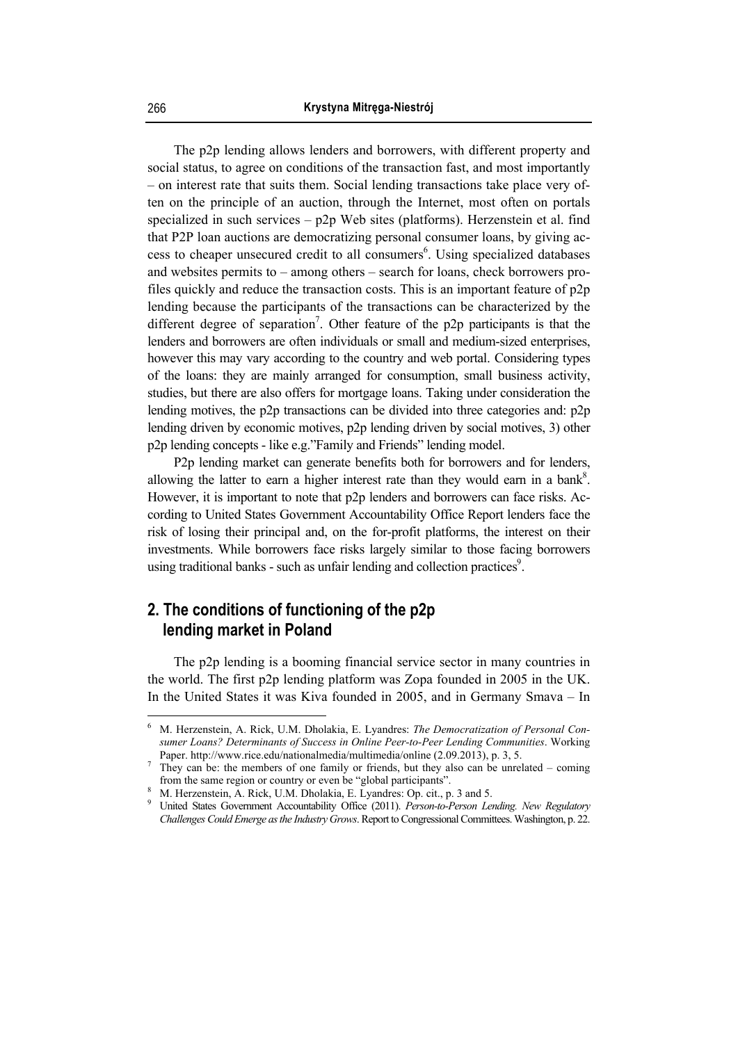The p2p lending allows lenders and borrowers, with different property and social status, to agree on conditions of the transaction fast, and most importantly – on interest rate that suits them. Social lending transactions take place very often on the principle of an auction, through the Internet, most often on portals specialized in such services – p2p Web sites (platforms). Herzenstein et al. find that P2P loan auctions are democratizing personal consumer loans, by giving access to cheaper unsecured credit to all consumers[6]. Using specialized databases and websites permits to – among others – search for loans, check borrowers profiles quickly and reduce the transaction costs. This is an important feature of p2p lending because the participants of the transactions can be characterized by the different degree of separation[7]. Other feature of the p2p participants is that the lenders and borrowers are often individuals or small and medium-sized enterprises, however this may vary according to the country and web portal. Considering types of the loans: they are mainly arranged for consumption, small business activity, studies, but there are also offers for mortgage loans. Taking under consideration the lending motives, the p2p transactions can be divided into three categories and: p2p lending driven by economic motives, p2p lending driven by social motives, 3) other p2p lending concepts - like e.g."Family and Friends" lending model.

P2p lending market can generate benefits both for borrowers and for lenders, allowing the latter to earn a higher interest rate than they would earn in a bank[8]. However, it is important to note that p2p lenders and borrowers can face risks. According to United States Government Accountability Office Report lenders face the risk of losing their principal and, on the for-profit platforms, the interest on their investments. While borrowers face risks largely similar to those facing borrowers using traditional banks - such as unfair lending and collection practices[9].

## 2. The conditions of functioning of the p2p lending market in Poland

The p2p lending is a booming financial service sector in many countries in the world. The first p2p lending platform was Zopa founded in 2005 in the UK. In the United States it was Kiva founded in 2005, and in Germany Smava – In

---

[6] M. Herzenstein, A. Rick, U.M. Dholakia, E. Lyandres: *The Democratization of Personal Consumer Loans? Determinants of Success in Online Peer-to-Peer Lending Communities*. Working Paper. http://www.rice.edu/nationalmedia/multimedia/online (2.09.2013), p. 3, 5.

[7] They can be: the members of one family or friends, but they also can be unrelated – coming from the same region or country or even be "global participants".

[8] M. Herzenstein, A. Rick, U.M. Dholakia, E. Lyandres: Op. cit., p. 3 and 5.

[9] United States Government Accountability Office (2011). *Person-to-Person Lending. New Regulatory Challenges Could Emerge as the Industry Grows*. Report to Congressional Committees. Washington, p. 22.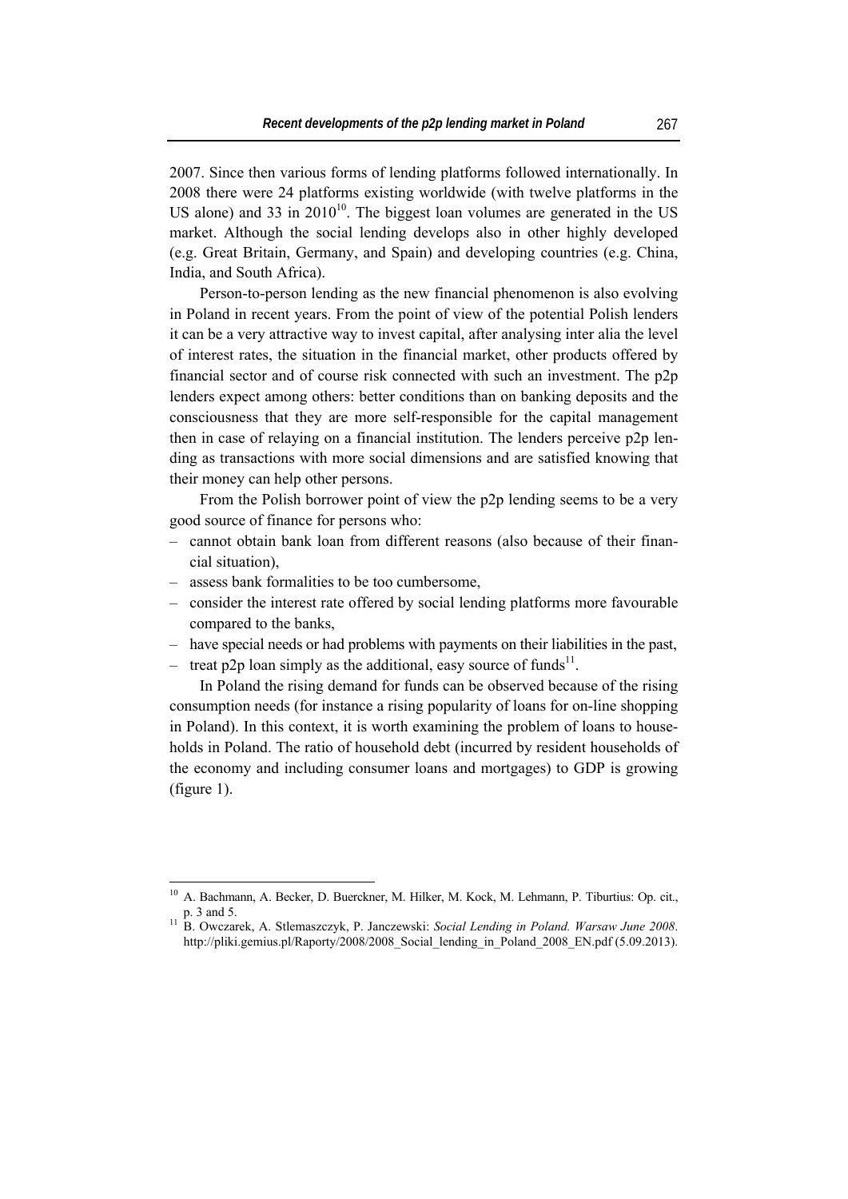2007. Since then various forms of lending platforms followed internationally. In 2008 there were 24 platforms existing worldwide (with twelve platforms in the US alone) and 33 in 2010[10]. The biggest loan volumes are generated in the US market. Although the social lending develops also in other highly developed (e.g. Great Britain, Germany, and Spain) and developing countries (e.g. China, India, and South Africa).

Person-to-person lending as the new financial phenomenon is also evolving in Poland in recent years. From the point of view of the potential Polish lenders it can be a very attractive way to invest capital, after analysing inter alia the level of interest rates, the situation in the financial market, other products offered by financial sector and of course risk connected with such an investment. The p2p lenders expect among others: better conditions than on banking deposits and the consciousness that they are more self-responsible for the capital management then in case of relaying on a financial institution. The lenders perceive p2p lending as transactions with more social dimensions and are satisfied knowing that their money can help other persons.

From the Polish borrower point of view the p2p lending seems to be a very good source of finance for persons who:

- cannot obtain bank loan from different reasons (also because of their financial situation),
- assess bank formalities to be too cumbersome,
- consider the interest rate offered by social lending platforms more favourable compared to the banks,
- have special needs or had problems with payments on their liabilities in the past,
- treat p2p loan simply as the additional, easy source of funds[11].

In Poland the rising demand for funds can be observed because of the rising consumption needs (for instance a rising popularity of loans for on-line shopping in Poland). In this context, it is worth examining the problem of loans to households in Poland. The ratio of household debt (incurred by resident households of the economy and including consumer loans and mortgages) to GDP is growing (figure 1).

---

[10] A. Bachmann, A. Becker, D. Buerckner, M. Hilker, M. Kock, M. Lehmann, P. Tiburtius: Op. cit., p. 3 and 5.

[11] B. Owczarek, A. Stlemaszczyk, P. Janczewski: *Social Lending in Poland. Warsaw June 2008*. http://pliki.gemius.pl/Raporty/2008/2008_Social_lending_in_Poland_2008_EN.pdf (5.09.2013).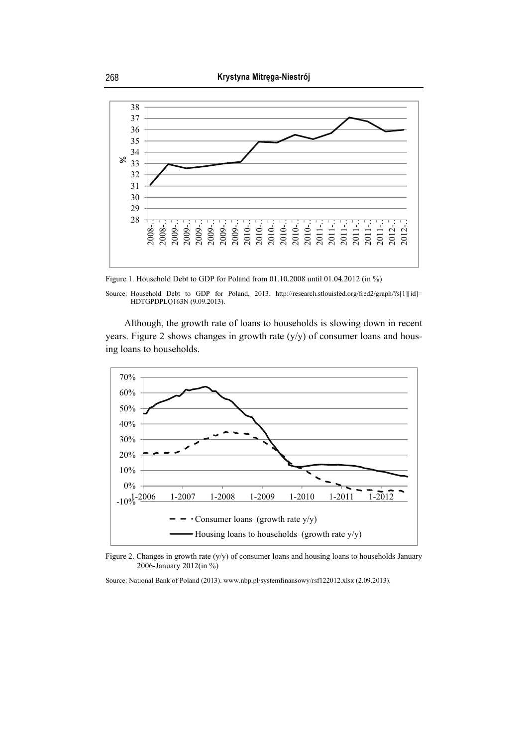Figure 1. Household Debt to GDP for Poland from 01.10.2008 until 01.04.2012 (in %)

Source: Household Debt to GDP for Poland, 2013. http://research.stlouisfed.org/fred2/graph/?s[1][id]=HDTGPDPLQ163N (9.09.2013).

Although, the growth rate of loans to households is slowing down in recent years. Figure 2 shows changes in growth rate (y/y) of consumer loans and housing loans to households.

Figure 2. Changes in growth rate (y/y) of consumer loans and housing loans to households January 2006-January 2012(in %)

Source: National Bank of Poland (2013). www.nbp.pl/systemfinansowy/rsf122012.xlsx (2.09.2013).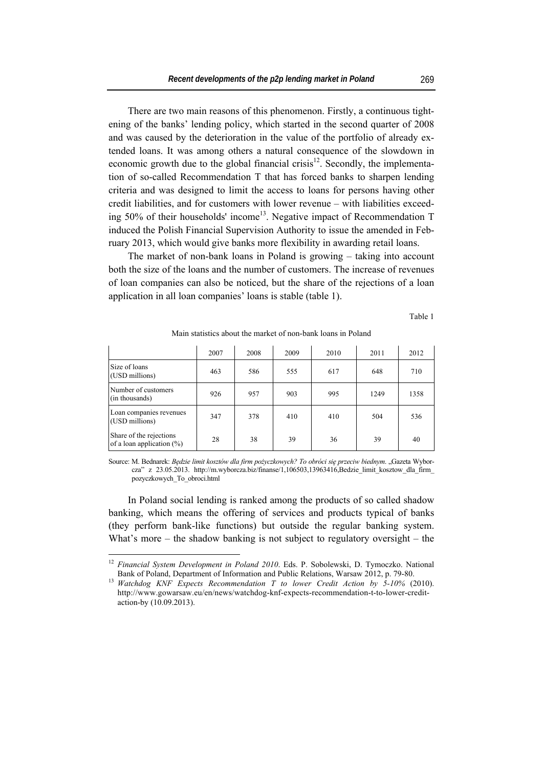There are two main reasons of this phenomenon. Firstly, a continuous tightening of the banks' lending policy, which started in the second quarter of 2008 and was caused by the deterioration in the value of the portfolio of already extended loans. It was among others a natural consequence of the slowdown in economic growth due to the global financial crisis[12]. Secondly, the implementation of so-called Recommendation T that has forced banks to sharpen lending criteria and was designed to limit the access to loans for persons having other credit liabilities, and for customers with lower revenue – with liabilities exceeding 50% of their households' income[13]. Negative impact of Recommendation T induced the Polish Financial Supervision Authority to issue the amended in February 2013, which would give banks more flexibility in awarding retail loans.

The market of non-bank loans in Poland is growing – taking into account both the size of the loans and the number of customers. The increase of revenues of loan companies can also be noticed, but the share of the rejections of a loan application in all loan companies' loans is stable (table 1).

Table 1

Main statistics about the market of non-bank loans in Poland

| | 2007 | 2008 | 2009 | 2010 | 2011 | 2012 |
|---|---|---|---|---|---|---|
| Size of loans (USD millions) | 463 | 586 | 555 | 617 | 648 | 710 |
| Number of customers (in thousands) | 926 | 957 | 903 | 995 | 1249 | 1358 |
| Loan companies revenues (USD millions) | 347 | 378 | 410 | 410 | 504 | 536 |
| Share of the rejections of a loan application (%) | 28 | 38 | 39 | 36 | 39 | 40 |

Source: M. Bednarek: *Będzie limit kosztów dla firm pożyczkowych? To obróci się przeciw biednym*. „Gazeta Wyborcza" z 23.05.2013. http://m.wyborcza.biz/finanse/1,106503,13963416,Bedzie_limit_kosztow_dla_firm_pozyczkowych_To_obroci.html

In Poland social lending is ranked among the products of so called shadow banking, which means the offering of services and products typical of banks (they perform bank-like functions) but outside the regular banking system. What's more – the shadow banking is not subject to regulatory oversight – the

[12] *Financial System Development in Poland 2010*. Eds. P. Sobolewski, D. Tymoczko. National Bank of Poland, Department of Information and Public Relations, Warsaw 2012, p. 79-80.

[13] *Watchdog KNF Expects Recommendation T to lower Credit Action by 5-10%* (2010). http://www.gowarsaw.eu/en/news/watchdog-knf-expects-recommendation-t-to-lower-credit-action-by (10.09.2013).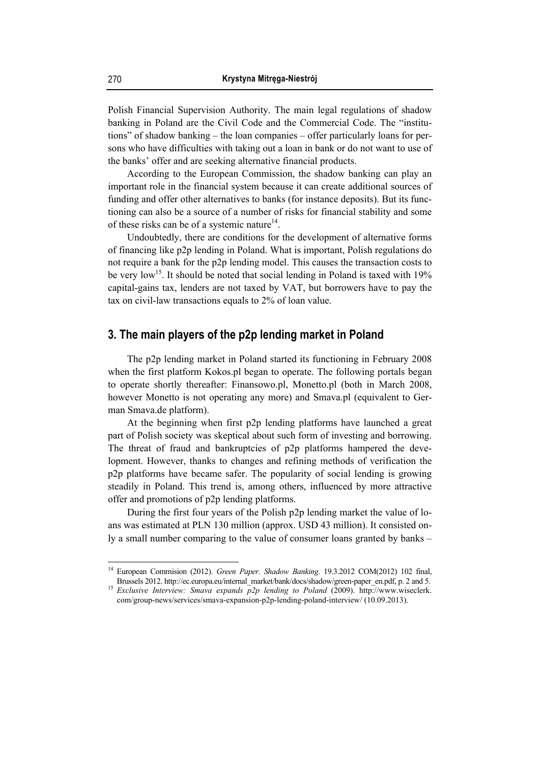Polish Financial Supervision Authority. The main legal regulations of shadow banking in Poland are the Civil Code and the Commercial Code. The "institutions" of shadow banking – the loan companies – offer particularly loans for persons who have difficulties with taking out a loan in bank or do not want to use of the banks' offer and are seeking alternative financial products.

According to the European Commission, the shadow banking can play an important role in the financial system because it can create additional sources of funding and offer other alternatives to banks (for instance deposits). But its functioning can also be a source of a number of risks for financial stability and some of these risks can be of a systemic nature[14].

Undoubtedly, there are conditions for the development of alternative forms of financing like p2p lending in Poland. What is important, Polish regulations do not require a bank for the p2p lending model. This causes the transaction costs to be very low[15]. It should be noted that social lending in Poland is taxed with 19% capital-gains tax, lenders are not taxed by VAT, but borrowers have to pay the tax on civil-law transactions equals to 2% of loan value.

## 3. The main players of the p2p lending market in Poland

The p2p lending market in Poland started its functioning in February 2008 when the first platform Kokos.pl began to operate. The following portals began to operate shortly thereafter: Finansowo.pl, Monetto.pl (both in March 2008, however Monetto is not operating any more) and Smava.pl (equivalent to German Smava.de platform).

At the beginning when first p2p lending platforms have launched a great part of Polish society was skeptical about such form of investing and borrowing. The threat of fraud and bankruptcies of p2p platforms hampered the development. However, thanks to changes and refining methods of verification the p2p platforms have became safer. The popularity of social lending is growing steadily in Poland. This trend is, among others, influenced by more attractive offer and promotions of p2p lending platforms.

During the first four years of the Polish p2p lending market the value of loans was estimated at PLN 130 million (approx. USD 43 million). It consisted only a small number comparing to the value of consumer loans granted by banks –

---

[14] European Commision (2012). *Green Paper. Shadow Banking*. 19.3.2012 COM(2012) 102 final, Brussels 2012. http://ec.europa.eu/internal_market/bank/docs/shadow/green-paper_en.pdf, p. 2 and 5.

[15] *Exclusive Interview: Smava expands p2p lending to Poland* (2009). http://www.wiseclerk.com/group-news/services/smava-expansion-p2p-lending-poland-interview/ (10.09.2013).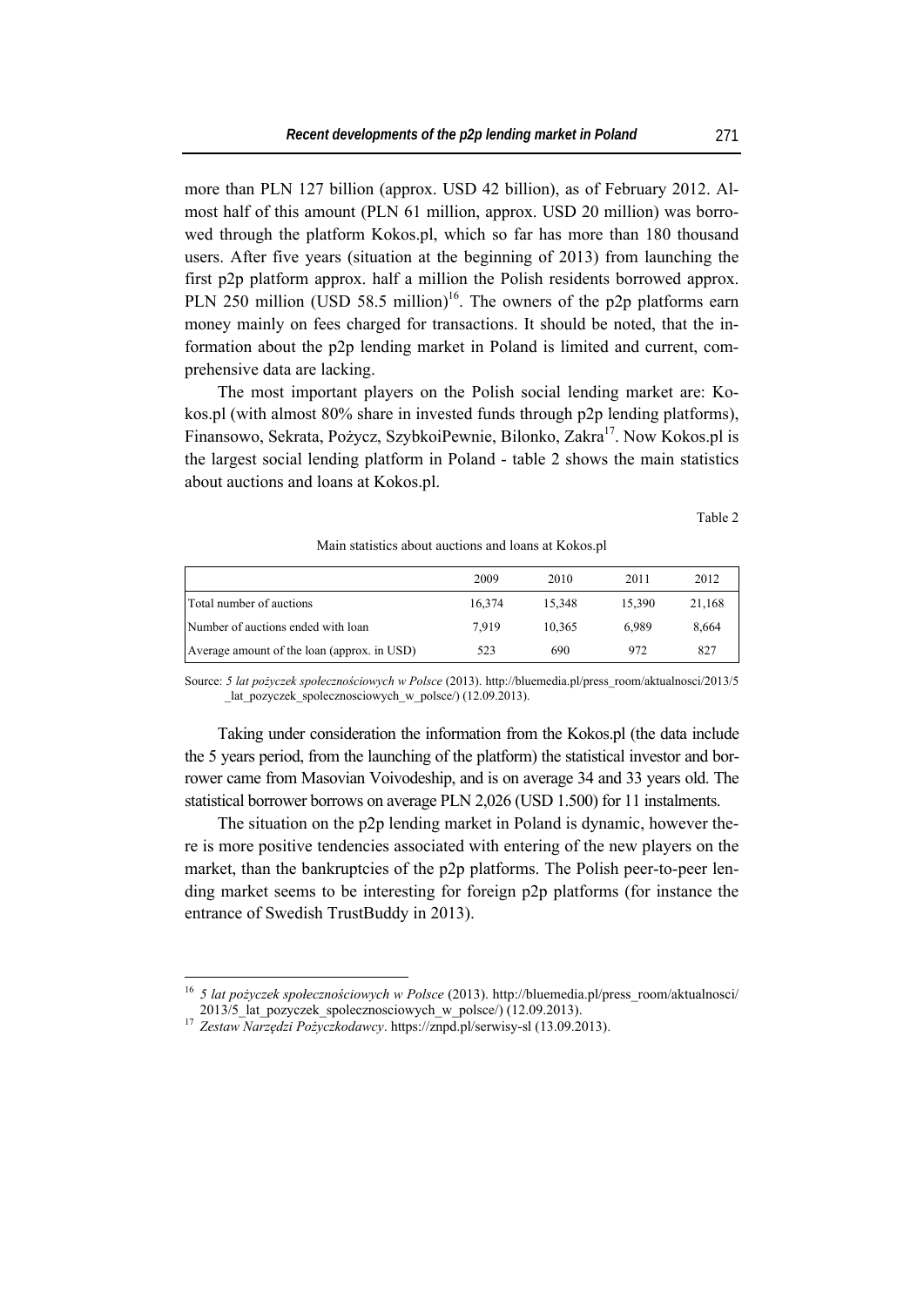more than PLN 127 billion (approx. USD 42 billion), as of February 2012. Almost half of this amount (PLN 61 million, approx. USD 20 million) was borrowed through the platform Kokos.pl, which so far has more than 180 thousand users. After five years (situation at the beginning of 2013) from launching the first p2p platform approx. half a million the Polish residents borrowed approx. PLN 250 million (USD 58.5 million)[16]. The owners of the p2p platforms earn money mainly on fees charged for transactions. It should be noted, that the information about the p2p lending market in Poland is limited and current, comprehensive data are lacking.

The most important players on the Polish social lending market are: Kokos.pl (with almost 80% share in invested funds through p2p lending platforms), Finansowo, Sekrata, Pożycz, SzybkoiPewnie, Bilonko, Zakra[17]. Now Kokos.pl is the largest social lending platform in Poland - table 2 shows the main statistics about auctions and loans at Kokos.pl.

Table 2

Main statistics about auctions and loans at Kokos.pl

| | 2009 | 2010 | 2011 | 2012 |
|---|---|---|---|---|
| Total number of auctions | 16,374 | 15,348 | 15,390 | 21,168 |
| Number of auctions ended with loan | 7,919 | 10,365 | 6,989 | 8,664 |
| Average amount of the loan (approx. in USD) | 523 | 690 | 972 | 827 |

Source: *5 lat pożyczek społecznościowych w Polsce* (2013). http://bluemedia.pl/press_room/aktualnosci/2013/5_lat_pozyczek_spolecznosciowych_w_polsce/) (12.09.2013).

Taking under consideration the information from the Kokos.pl (the data include the 5 years period, from the launching of the platform) the statistical investor and borrower came from Masovian Voivodeship, and is on average 34 and 33 years old. The statistical borrower borrows on average PLN 2,026 (USD 1.500) for 11 instalments.

The situation on the p2p lending market in Poland is dynamic, however there is more positive tendencies associated with entering of the new players on the market, than the bankruptcies of the p2p platforms. The Polish peer-to-peer lending market seems to be interesting for foreign p2p platforms (for instance the entrance of Swedish TrustBuddy in 2013).

[16] *5 lat pożyczek społecznościowych w Polsce* (2013). http://bluemedia.pl/press_room/aktualnosci/2013/5_lat_pozyczek_spolecznosciowych_w_polsce/) (12.09.2013).

[17] *Zestaw Narzędzi Pożyczkodawcy*. https://znpd.pl/serwisy-sl (13.09.2013).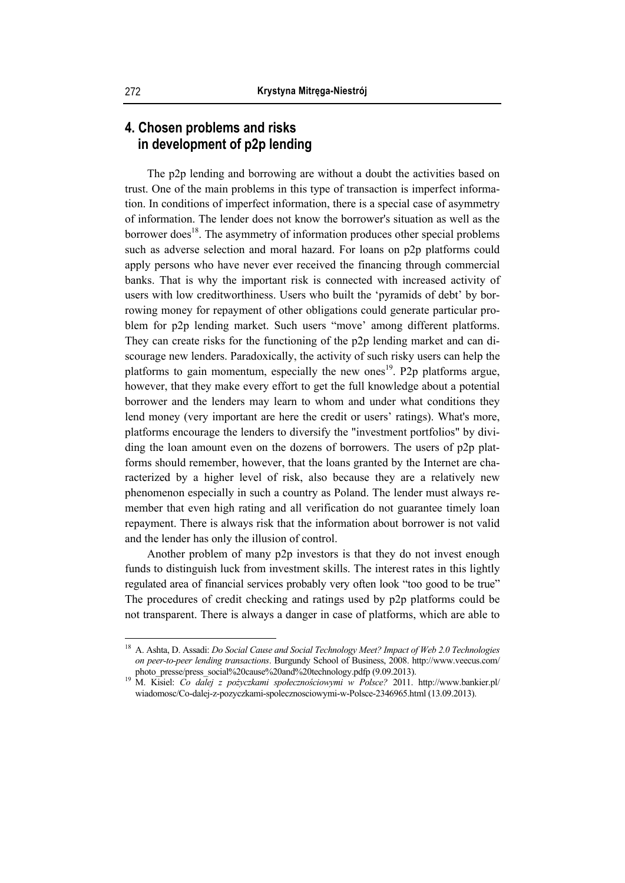## 4. Chosen problems and risks in development of p2p lending

The p2p lending and borrowing are without a doubt the activities based on trust. One of the main problems in this type of transaction is imperfect information. In conditions of imperfect information, there is a special case of asymmetry of information. The lender does not know the borrower's situation as well as the borrower does[18]. The asymmetry of information produces other special problems such as adverse selection and moral hazard. For loans on p2p platforms could apply persons who have never ever received the financing through commercial banks. That is why the important risk is connected with increased activity of users with low creditworthiness. Users who built the 'pyramids of debt' by borrowing money for repayment of other obligations could generate particular problem for p2p lending market. Such users "move' among different platforms. They can create risks for the functioning of the p2p lending market and can discourage new lenders. Paradoxically, the activity of such risky users can help the platforms to gain momentum, especially the new ones[19]. P2p platforms argue, however, that they make every effort to get the full knowledge about a potential borrower and the lenders may learn to whom and under what conditions they lend money (very important are here the credit or users' ratings). What's more, platforms encourage the lenders to diversify the "investment portfolios" by dividing the loan amount even on the dozens of borrowers. The users of p2p platforms should remember, however, that the loans granted by the Internet are characterized by a higher level of risk, also because they are a relatively new phenomenon especially in such a country as Poland. The lender must always remember that even high rating and all verification do not guarantee timely loan repayment. There is always risk that the information about borrower is not valid and the lender has only the illusion of control.

Another problem of many p2p investors is that they do not invest enough funds to distinguish luck from investment skills. The interest rates in this lightly regulated area of financial services probably very often look "too good to be true" The procedures of credit checking and ratings used by p2p platforms could be not transparent. There is always a danger in case of platforms, which are able to

---

[18] A. Ashta, D. Assadi: *Do Social Cause and Social Technology Meet? Impact of Web 2.0 Technologies on peer-to-peer lending transactions*. Burgundy School of Business, 2008. http://www.veecus.com/photo_presse/press_social%20cause%20and%20technology.pdfp (9.09.2013).

[19] M. Kisiel: *Co dalej z pożyczkami społecznościowymi w Polsce?* 2011. http://www.bankier.pl/wiadomosc/Co-dalej-z-pozyczkami-spolecznosciowymi-w-Polsce-2346965.html (13.09.2013).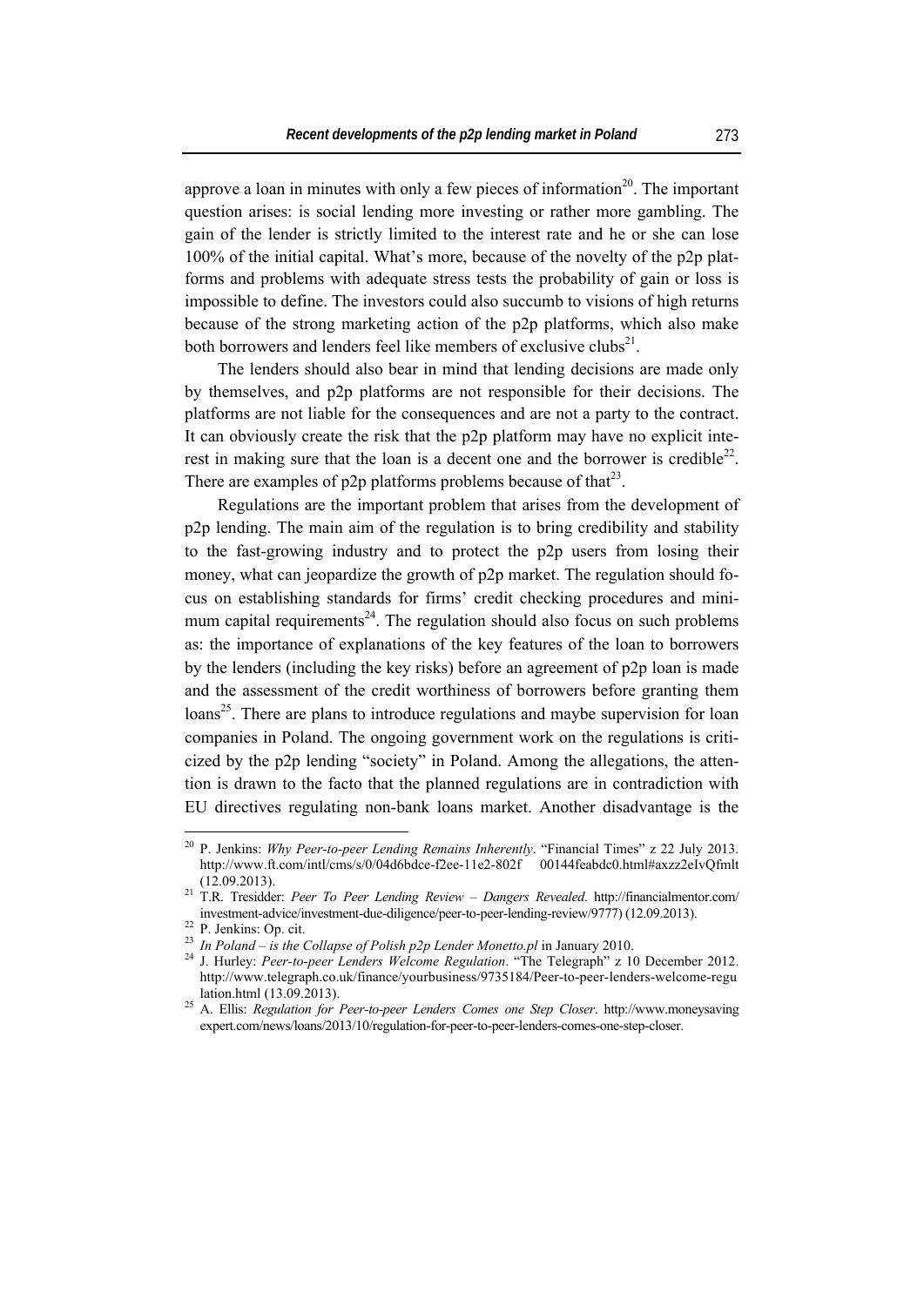approve a loan in minutes with only a few pieces of information[20]. The important question arises: is social lending more investing or rather more gambling. The gain of the lender is strictly limited to the interest rate and he or she can lose 100% of the initial capital. What's more, because of the novelty of the p2p platforms and problems with adequate stress tests the probability of gain or loss is impossible to define. The investors could also succumb to visions of high returns because of the strong marketing action of the p2p platforms, which also make both borrowers and lenders feel like members of exclusive clubs[21].

The lenders should also bear in mind that lending decisions are made only by themselves, and p2p platforms are not responsible for their decisions. The platforms are not liable for the consequences and are not a party to the contract. It can obviously create the risk that the p2p platform may have no explicit interest in making sure that the loan is a decent one and the borrower is credible[22]. There are examples of p2p platforms problems because of that[23].

Regulations are the important problem that arises from the development of p2p lending. The main aim of the regulation is to bring credibility and stability to the fast-growing industry and to protect the p2p users from losing their money, what can jeopardize the growth of p2p market. The regulation should focus on establishing standards for firms' credit checking procedures and minimum capital requirements[24]. The regulation should also focus on such problems as: the importance of explanations of the key features of the loan to borrowers by the lenders (including the key risks) before an agreement of p2p loan is made and the assessment of the credit worthiness of borrowers before granting them loans[25]. There are plans to introduce regulations and maybe supervision for loan companies in Poland. The ongoing government work on the regulations is criticized by the p2p lending "society" in Poland. Among the allegations, the attention is drawn to the facto that the planned regulations are in contradiction with EU directives regulating non-bank loans market. Another disadvantage is the

---

[20] P. Jenkins: *Why Peer-to-peer Lending Remains Inherently*. "Financial Times" z 22 July 2013. http://www.ft.com/intl/cms/s/0/04d6bdce-f2ee-11e2-802f 00144feabdc0.html#axzz2eIvQfmlt (12.09.2013).

[21] T.R. Tresidder: *Peer To Peer Lending Review – Dangers Revealed*. http://financialmentor.com/investment-advice/investment-due-diligence/peer-to-peer-lending-review/9777) (12.09.2013).

[22] P. Jenkins: Op. cit.

[23] *In Poland – is the Collapse of Polish p2p Lender Monetto.pl* in January 2010.

[24] J. Hurley: *Peer-to-peer Lenders Welcome Regulation*. "The Telegraph" z 10 December 2012. http://www.telegraph.co.uk/finance/yourbusiness/9735184/Peer-to-peer-lenders-welcome-regulation.html (13.09.2013).

[25] A. Ellis: *Regulation for Peer-to-peer Lenders Comes one Step Closer*. http://www.moneysavingexpert.com/news/loans/2013/10/regulation-for-peer-to-peer-lenders-comes-one-step-closer.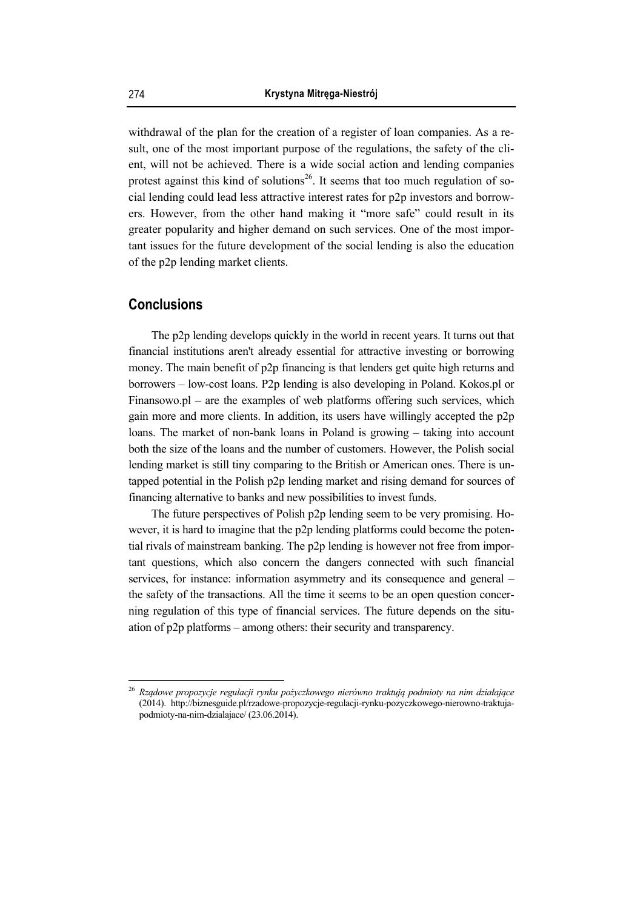withdrawal of the plan for the creation of a register of loan companies. As a result, one of the most important purpose of the regulations, the safety of the client, will not be achieved. There is a wide social action and lending companies protest against this kind of solutions[26]. It seems that too much regulation of social lending could lead less attractive interest rates for p2p investors and borrowers. However, from the other hand making it "more safe" could result in its greater popularity and higher demand on such services. One of the most important issues for the future development of the social lending is also the education of the p2p lending market clients.

## Conclusions

The p2p lending develops quickly in the world in recent years. It turns out that financial institutions aren't already essential for attractive investing or borrowing money. The main benefit of p2p financing is that lenders get quite high returns and borrowers – low-cost loans. P2p lending is also developing in Poland. Kokos.pl or Finansowo.pl – are the examples of web platforms offering such services, which gain more and more clients. In addition, its users have willingly accepted the p2p loans. The market of non-bank loans in Poland is growing – taking into account both the size of the loans and the number of customers. However, the Polish social lending market is still tiny comparing to the British or American ones. There is untapped potential in the Polish p2p lending market and rising demand for sources of financing alternative to banks and new possibilities to invest funds.

The future perspectives of Polish p2p lending seem to be very promising. However, it is hard to imagine that the p2p lending platforms could become the potential rivals of mainstream banking. The p2p lending is however not free from important questions, which also concern the dangers connected with such financial services, for instance: information asymmetry and its consequence and general – the safety of the transactions. All the time it seems to be an open question concerning regulation of this type of financial services. The future depends on the situation of p2p platforms – among others: their security and transparency.

---

[26] *Rządowe propozycje regulacji rynku pożyczkowego nierówno traktują podmioty na nim działające* (2014). http://biznesguide.pl/rzadowe-propozycje-regulacji-rynku-pozyczkowego-nierowno-traktuja-podmioty-na-nim-dzialajace/ (23.06.2014).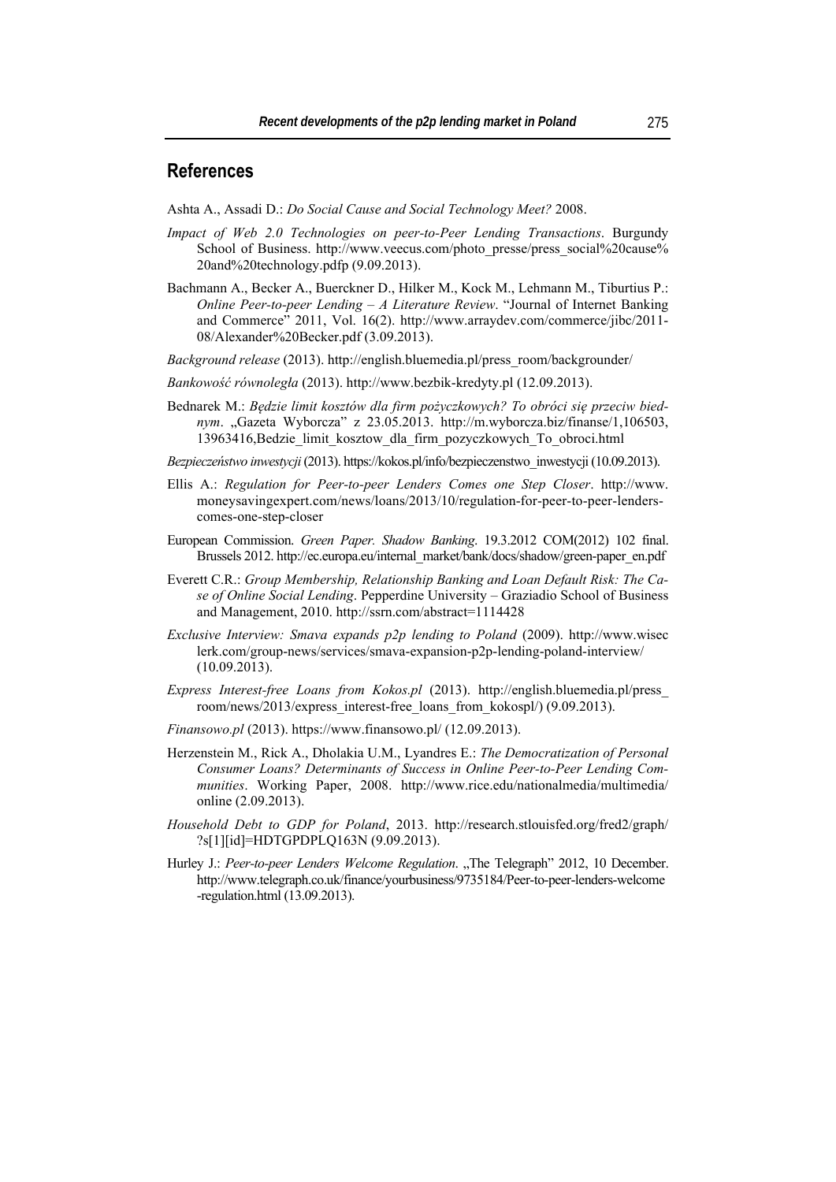## References

Ashta A., Assadi D.: *Do Social Cause and Social Technology Meet?* 2008.

*Impact of Web 2.0 Technologies on peer-to-Peer Lending Transactions*. Burgundy School of Business. http://www.veecus.com/photo_presse/press_social%20cause%20and%20technology.pdfp (9.09.2013).

Bachmann A., Becker A., Buerckner D., Hilker M., Kock M., Lehmann M., Tiburtius P.: *Online Peer-to-peer Lending – A Literature Review*. "Journal of Internet Banking and Commerce" 2011, Vol. 16(2). http://www.arraydev.com/commerce/jibc/2011-08/Alexander%20Becker.pdf (3.09.2013).

*Background release* (2013). http://english.bluemedia.pl/press_room/backgrounder/

*Bankowość równoległa* (2013). http://www.bezbik-kredyty.pl (12.09.2013).

Bednarek M.: *Będzie limit kosztów dla firm pożyczkowych? To obróci się przeciw biednym*. „Gazeta Wyborcza" z 23.05.2013. http://m.wyborcza.biz/finanse/1,106503,13963416,Bedzie_limit_kosztow_dla_firm_pozyczkowych_To_obroci.html

*Bezpieczeństwo inwestycji* (2013). https://kokos.pl/info/bezpieczenstwo_inwestycji (10.09.2013).

Ellis A.: *Regulation for Peer-to-peer Lenders Comes one Step Closer*. http://www.moneysavingexpert.com/news/loans/2013/10/regulation-for-peer-to-peer-lenders-comes-one-step-closer

European Commission. *Green Paper. Shadow Banking*. 19.3.2012 COM(2012) 102 final. Brussels 2012. http://ec.europa.eu/internal_market/bank/docs/shadow/green-paper_en.pdf

Everett C.R.: *Group Membership, Relationship Banking and Loan Default Risk: The Case of Online Social Lending*. Pepperdine University – Graziadio School of Business and Management, 2010. http://ssrn.com/abstract=1114428

*Exclusive Interview: Smava expands p2p lending to Poland* (2009). http://www.wiseclerk.com/group-news/services/smava-expansion-p2p-lending-poland-interview/ (10.09.2013).

*Express Interest-free Loans from Kokos.pl* (2013). http://english.bluemedia.pl/press_room/news/2013/express_interest-free_loans_from_kokospl/) (9.09.2013).

*Finansowo.pl* (2013). https://www.finansowo.pl/ (12.09.2013).

Herzenstein M., Rick A., Dholakia U.M., Lyandres E.: *The Democratization of Personal Consumer Loans? Determinants of Success in Online Peer-to-Peer Lending Communities*. Working Paper, 2008. http://www.rice.edu/nationalmedia/multimedia/online (2.09.2013).

*Household Debt to GDP for Poland*, 2013. http://research.stlouisfed.org/fred2/graph/?s[1][id]=HDTGPDPLQ163N (9.09.2013).

Hurley J.: *Peer-to-peer Lenders Welcome Regulation*. „The Telegraph" 2012, 10 December. http://www.telegraph.co.uk/finance/yourbusiness/9735184/Peer-to-peer-lenders-welcome-regulation.html (13.09.2013).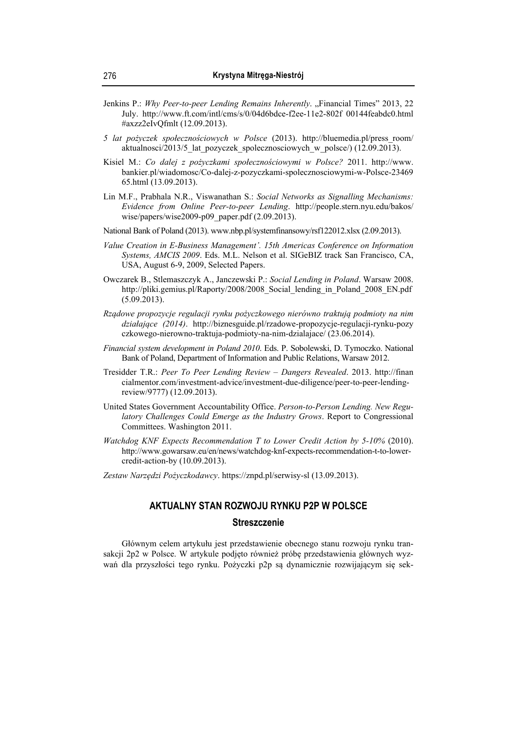Jenkins P.: *Why Peer-to-peer Lending Remains Inherently*. „Financial Times" 2013, 22 July. http://www.ft.com/intl/cms/s/0/04d6bdce-f2ee-11e2-802f 00144feabdc0.html #axzz2eIvQfmlt (12.09.2013).

*5 lat pożyczek społecznościowych w Polsce* (2013). http://bluemedia.pl/press_room/ aktualnosci/2013/5_lat_pozyczek_spolecznosciowych_w_polsce/) (12.09.2013).

Kisiel M.: *Co dalej z pożyczkami społecznościowymi w Polsce?* 2011. http://www. bankier.pl/wiadomosc/Co-dalej-z-pozyczkami-spolecznosciowymi-w-Polsce-23469 65.html (13.09.2013).

Lin M.F., Prabhala N.R., Viswanathan S.: *Social Networks as Signalling Mechanisms: Evidence from Online Peer-to-peer Lending*. http://people.stern.nyu.edu/bakos/ wise/papers/wise2009-p09_paper.pdf (2.09.2013).

National Bank of Poland (2013). www.nbp.pl/systemfinansowy/rsf122012.xlsx (2.09.2013).

*Value Creation in E-Business Management'. 15th Americas Conference on Information Systems, AMCIS 2009*. Eds. M.L. Nelson et al. SIGeBIZ track San Francisco, CA, USA, August 6-9, 2009, Selected Papers.

Owczarek B., Stlemaszczyk A., Janczewski P.: *Social Lending in Poland*. Warsaw 2008. http://pliki.gemius.pl/Raporty/2008/2008_Social_lending_in_Poland_2008_EN.pdf (5.09.2013).

*Rządowe propozycje regulacji rynku pożyczkowego nierówno traktują podmioty na nim działające (2014)*. http://biznesguide.pl/rzadowe-propozycje-regulacji-rynku-pozy czkowego-nierowno-traktuja-podmioty-na-nim-dzialajace/ (23.06.2014).

*Financial system development in Poland 2010*. Eds. P. Sobolewski, D. Tymoczko. National Bank of Poland, Department of Information and Public Relations, Warsaw 2012.

Tresidder T.R.: *Peer To Peer Lending Review – Dangers Revealed*. 2013. http://finan cialmentor.com/investment-advice/investment-due-diligence/peer-to-peer-lending-review/9777) (12.09.2013).

United States Government Accountability Office. *Person-to-Person Lending. New Regulatory Challenges Could Emerge as the Industry Grows*. Report to Congressional Committees. Washington 2011.

*Watchdog KNF Expects Recommendation T to Lower Credit Action by 5-10%* (2010). http://www.gowarsaw.eu/en/news/watchdog-knf-expects-recommendation-t-to-lower-credit-action-by (10.09.2013).

*Zestaw Narzędzi Pożyczkodawcy*. https://znpd.pl/serwisy-sl (13.09.2013).

## AKTUALNY STAN ROZWOJU RYNKU P2P W POLSCE

### Streszczenie

Głównym celem artykułu jest przedstawienie obecnego stanu rozwoju rynku transakcji 2p2 w Polsce. W artykule podjęto również próbę przedstawienia głównych wyzwań dla przyszłości tego rynku. Pożyczki p2p są dynamicznie rozwijającym się sek-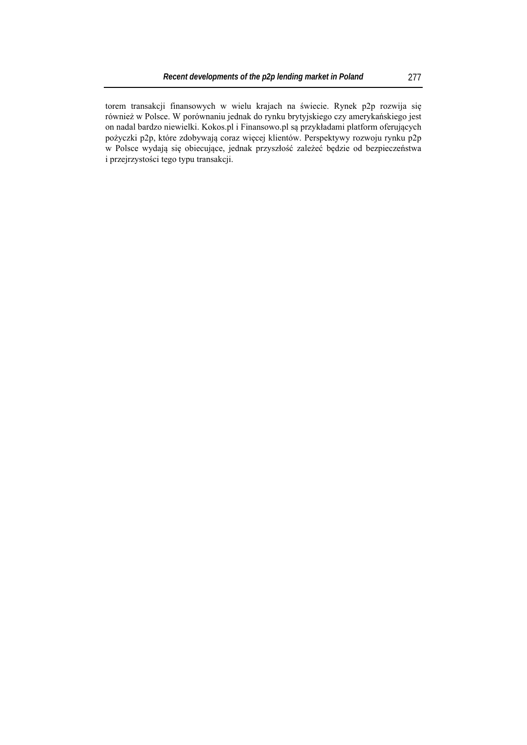torem transakcji finansowych w wielu krajach na świecie. Rynek p2p rozwija się również w Polsce. W porównaniu jednak do rynku brytyjskiego czy amerykańskiego jest on nadal bardzo niewielki. Kokos.pl i Finansowo.pl są przykładami platform oferujących pożyczki p2p, które zdobywają coraz więcej klientów. Perspektywy rozwoju rynku p2p w Polsce wydają się obiecujące, jednak przyszłość zależeć będzie od bezpieczeństwa i przejrzystości tego typu transakcji.